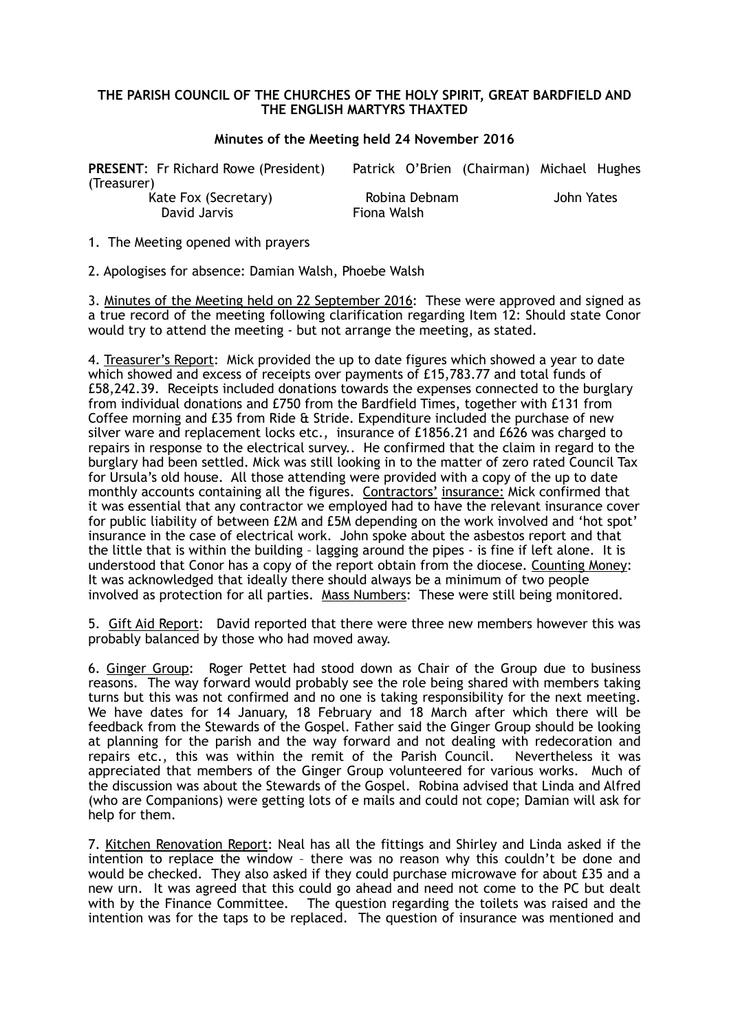**THE PARISH COUNCIL OF THE CHURCHES OF THE HOLY SPIRIT, GREAT BARDFIELD AND THE ENGLISH MARTYRS THAXTED**

**Minutes of the Meeting held 24 November 2016**

**PRESENT**: Fr Richard Rowe (President) Patrick O'Brien (Chairman) Michael Hughes (Treasurer)
Kate Fox (Secretary) Robina Debnam John Yates
David Jarvis Fiona Walsh

1. The Meeting opened with prayers

2. Apologises for absence: Damian Walsh, Phoebe Walsh

3. Minutes of the Meeting held on 22 September 2016: These were approved and signed as a true record of the meeting following clarification regarding Item 12: Should state Conor would try to attend the meeting - but not arrange the meeting, as stated.

4. Treasurer's Report: Mick provided the up to date figures which showed a year to date which showed and excess of receipts over payments of £15,783.77 and total funds of £58,242.39. Receipts included donations towards the expenses connected to the burglary from individual donations and £750 from the Bardfield Times, together with £131 from Coffee morning and £35 from Ride & Stride. Expenditure included the purchase of new silver ware and replacement locks etc., insurance of £1856.21 and £626 was charged to repairs in response to the electrical survey.. He confirmed that the claim in regard to the burglary had been settled. Mick was still looking in to the matter of zero rated Council Tax for Ursula's old house. All those attending were provided with a copy of the up to date monthly accounts containing all the figures. Contractors' insurance: Mick confirmed that it was essential that any contractor we employed had to have the relevant insurance cover for public liability of between £2M and £5M depending on the work involved and 'hot spot' insurance in the case of electrical work. John spoke about the asbestos report and that the little that is within the building – lagging around the pipes - is fine if left alone. It is understood that Conor has a copy of the report obtain from the diocese. Counting Money: It was acknowledged that ideally there should always be a minimum of two people involved as protection for all parties. Mass Numbers: These were still being monitored.

5. Gift Aid Report: David reported that there were three new members however this was probably balanced by those who had moved away.

6. Ginger Group: Roger Pettet had stood down as Chair of the Group due to business reasons. The way forward would probably see the role being shared with members taking turns but this was not confirmed and no one is taking responsibility for the next meeting. We have dates for 14 January, 18 February and 18 March after which there will be feedback from the Stewards of the Gospel. Father said the Ginger Group should be looking at planning for the parish and the way forward and not dealing with redecoration and repairs etc., this was within the remit of the Parish Council. Nevertheless it was appreciated that members of the Ginger Group volunteered for various works. Much of the discussion was about the Stewards of the Gospel. Robina advised that Linda and Alfred (who are Companions) were getting lots of e mails and could not cope; Damian will ask for help for them.

7. Kitchen Renovation Report: Neal has all the fittings and Shirley and Linda asked if the intention to replace the window – there was no reason why this couldn't be done and would be checked. They also asked if they could purchase microwave for about £35 and a new urn. It was agreed that this could go ahead and need not come to the PC but dealt with by the Finance Committee. The question regarding the toilets was raised and the intention was for the taps to be replaced. The question of insurance was mentioned and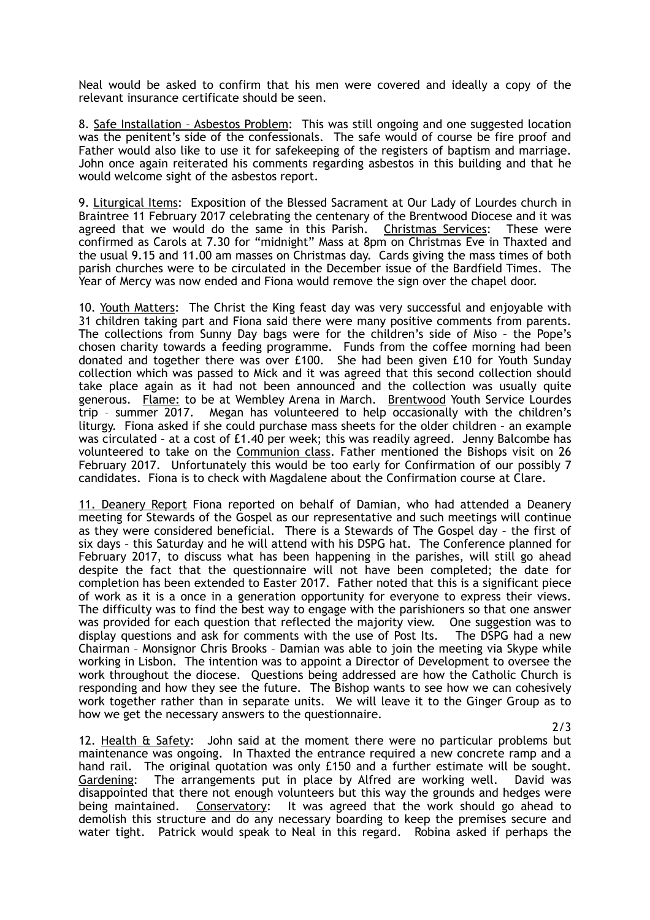Neal would be asked to confirm that his men were covered and ideally a copy of the relevant insurance certificate should be seen.

8. Safe Installation – Asbestos Problem: This was still ongoing and one suggested location was the penitent's side of the confessionals. The safe would of course be fire proof and Father would also like to use it for safekeeping of the registers of baptism and marriage. John once again reiterated his comments regarding asbestos in this building and that he would welcome sight of the asbestos report.

9. Liturgical Items: Exposition of the Blessed Sacrament at Our Lady of Lourdes church in Braintree 11 February 2017 celebrating the centenary of the Brentwood Diocese and it was agreed that we would do the same in this Parish. Christmas Services: These were confirmed as Carols at 7.30 for "midnight" Mass at 8pm on Christmas Eve in Thaxted and the usual 9.15 and 11.00 am masses on Christmas day. Cards giving the mass times of both parish churches were to be circulated in the December issue of the Bardfield Times. The Year of Mercy was now ended and Fiona would remove the sign over the chapel door.

10. Youth Matters: The Christ the King feast day was very successful and enjoyable with 31 children taking part and Fiona said there were many positive comments from parents. The collections from Sunny Day bags were for the children's side of Miso – the Pope's chosen charity towards a feeding programme. Funds from the coffee morning had been donated and together there was over £100. She had been given £10 for Youth Sunday collection which was passed to Mick and it was agreed that this second collection should take place again as it had not been announced and the collection was usually quite generous. Flame: to be at Wembley Arena in March. Brentwood Youth Service Lourdes trip – summer 2017. Megan has volunteered to help occasionally with the children's liturgy. Fiona asked if she could purchase mass sheets for the older children – an example was circulated – at a cost of £1.40 per week; this was readily agreed. Jenny Balcombe has volunteered to take on the Communion class. Father mentioned the Bishops visit on 26 February 2017. Unfortunately this would be too early for Confirmation of our possibly 7 candidates. Fiona is to check with Magdalene about the Confirmation course at Clare.

11. Deanery Report Fiona reported on behalf of Damian, who had attended a Deanery meeting for Stewards of the Gospel as our representative and such meetings will continue as they were considered beneficial. There is a Stewards of The Gospel day – the first of six days – this Saturday and he will attend with his DSPG hat. The Conference planned for February 2017, to discuss what has been happening in the parishes, will still go ahead despite the fact that the questionnaire will not have been completed; the date for completion has been extended to Easter 2017. Father noted that this is a significant piece of work as it is a once in a generation opportunity for everyone to express their views. The difficulty was to find the best way to engage with the parishioners so that one answer was provided for each question that reflected the majority view. One suggestion was to display questions and ask for comments with the use of Post Its. The DSPG had a new Chairman – Monsignor Chris Brooks – Damian was able to join the meeting via Skype while working in Lisbon. The intention was to appoint a Director of Development to oversee the work throughout the diocese. Questions being addressed are how the Catholic Church is responding and how they see the future. The Bishop wants to see how we can cohesively work together rather than in separate units. We will leave it to the Ginger Group as to how we get the necessary answers to the questionnaire.

12. Health & Safety: John said at the moment there were no particular problems but maintenance was ongoing. In Thaxted the entrance required a new concrete ramp and a hand rail. The original quotation was only £150 and a further estimate will be sought. Gardening: The arrangements put in place by Alfred are working well. David was disappointed that there not enough volunteers but this way the grounds and hedges were being maintained. Conservatory: It was agreed that the work should go ahead to demolish this structure and do any necessary boarding to keep the premises secure and water tight. Patrick would speak to Neal in this regard. Robina asked if perhaps the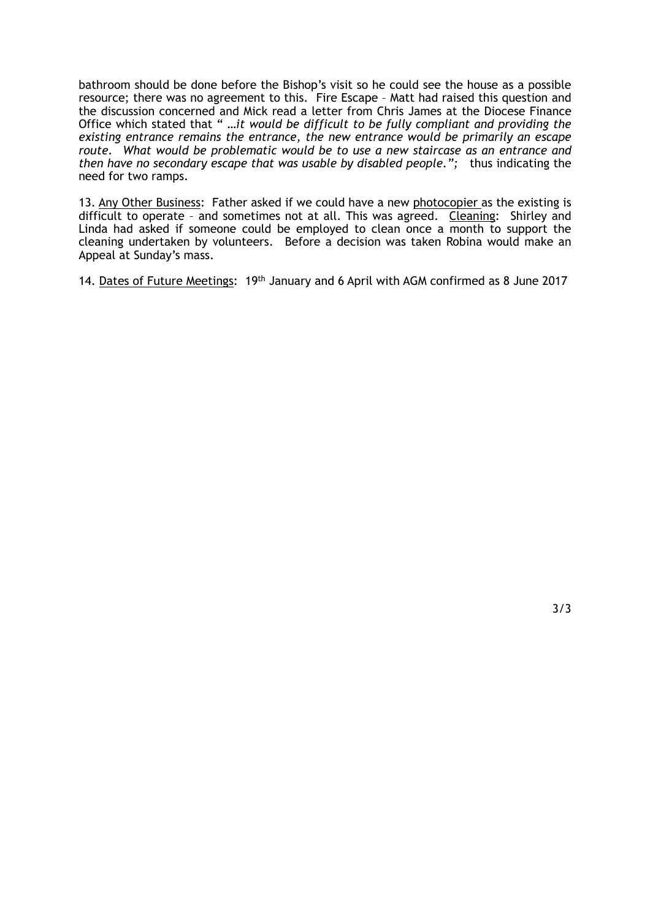bathroom should be done before the Bishop's visit so he could see the house as a possible resource; there was no agreement to this. Fire Escape – Matt had raised this question and the discussion concerned and Mick read a letter from Chris James at the Diocese Finance Office which stated that " *…it would be difficult to be fully compliant and providing the existing entrance remains the entrance, the new entrance would be primarily an escape route. What would be problematic would be to use a new staircase as an entrance and then have no secondary escape that was usable by disabled people.";* thus indicating the need for two ramps.

13. Any Other Business: Father asked if we could have a new photocopier as the existing is difficult to operate – and sometimes not at all. This was agreed. Cleaning: Shirley and Linda had asked if someone could be employed to clean once a month to support the cleaning undertaken by volunteers. Before a decision was taken Robina would make an Appeal at Sunday's mass.

14. Dates of Future Meetings: 19th January and 6 April with AGM confirmed as 8 June 2017